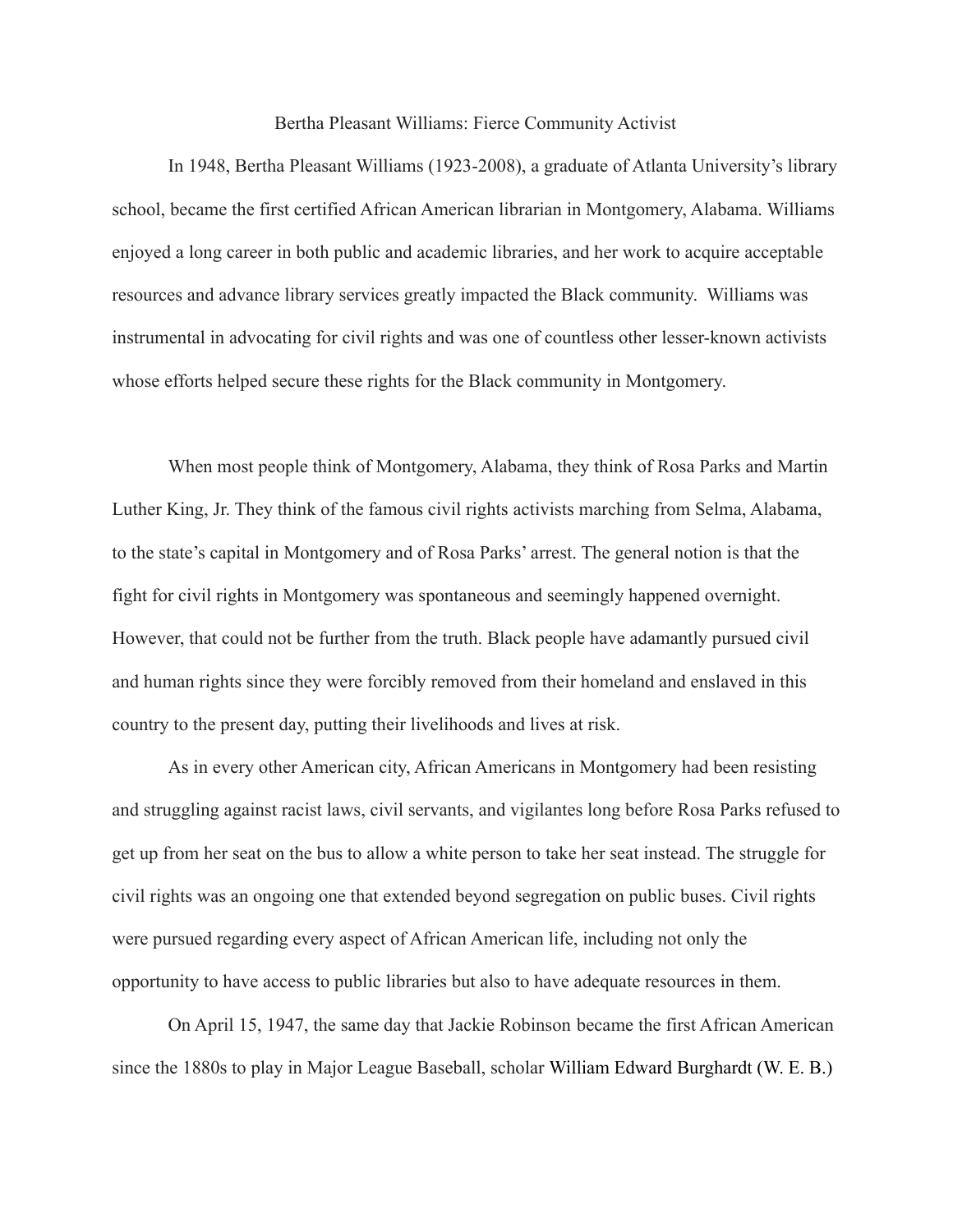# Bertha Pleasant Williams: Fierce Community Activist

In 1948, Bertha Pleasant Williams (1923-2008), a graduate of Atlanta University's library school, became the first certified African American librarian in Montgomery, Alabama. Williams enjoyed a long career in both public and academic libraries, and her work to acquire acceptable resources and advance library services greatly impacted the Black community. Williams was instrumental in advocating for civil rights and was one of countless other lesser-known activists whose efforts helped secure these rights for the Black community in Montgomery.

When most people think of Montgomery, Alabama, they think of Rosa Parks and Martin Luther King, Jr. They think of the famous civil rights activists marching from Selma, Alabama, to the state's capital in Montgomery and of Rosa Parks' arrest. The general notion is that the fight for civil rights in Montgomery was spontaneous and seemingly happened overnight. However, that could not be further from the truth. Black people have adamantly pursued civil and human rights since they were forcibly removed from their homeland and enslaved in this country to the present day, putting their livelihoods and lives at risk.

As in every other American city, African Americans in Montgomery had been resisting and struggling against racist laws, civil servants, and vigilantes long before Rosa Parks refused to get up from her seat on the bus to allow a white person to take her seat instead. The struggle for civil rights was an ongoing one that extended beyond segregation on public buses. Civil rights were pursued regarding every aspect of African American life, including not only the opportunity to have access to public libraries but also to have adequate resources in them.

On April 15, 1947, the same day that Jackie Robinson became the first African American since the 1880s to play in Major League Baseball, scholar William Edward Burghardt (W. E. B.)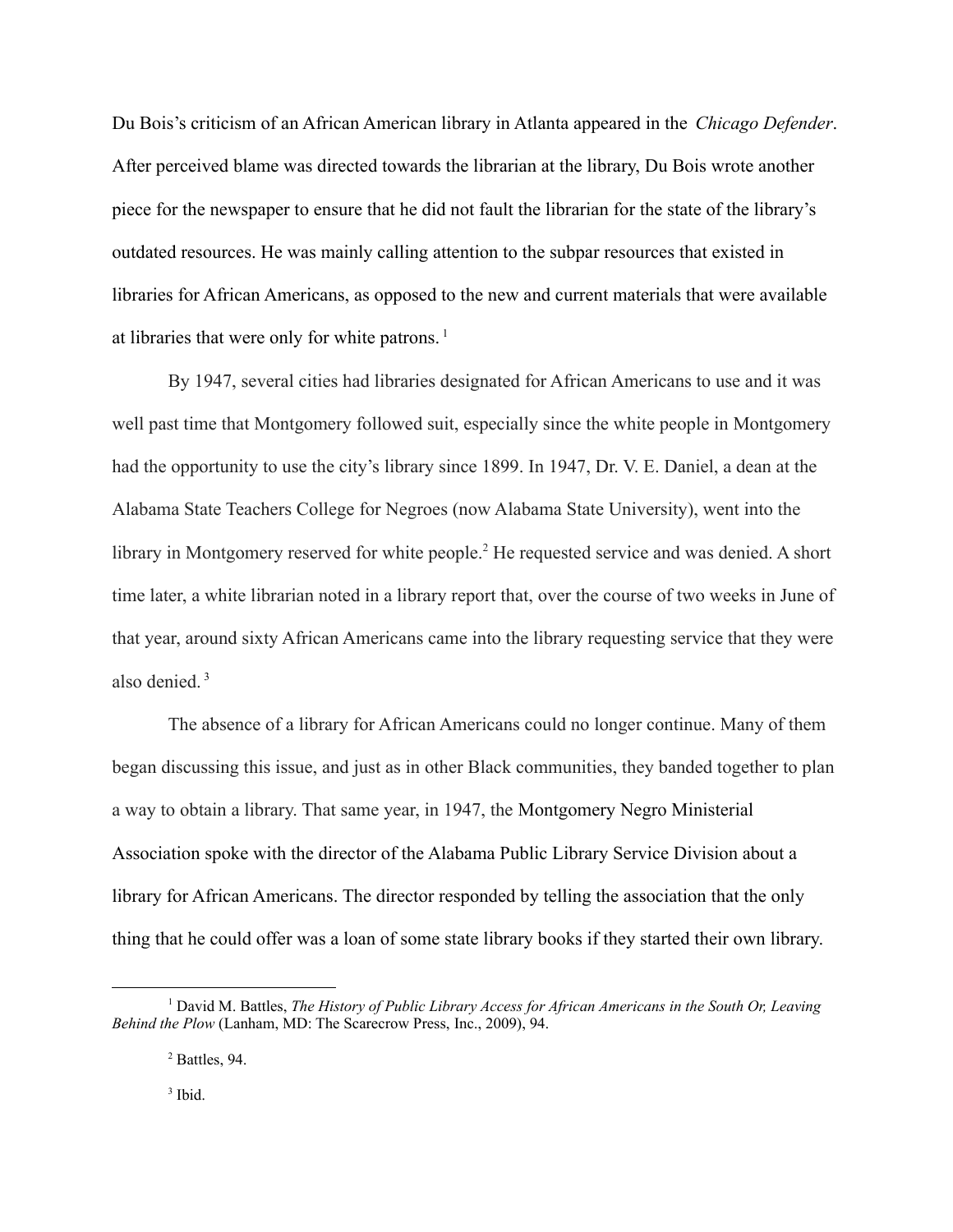Du Bois's criticism of an African American library in Atlanta appeared in the *Chicago Defender*. After perceived blame was directed towards the librarian at the library, Du Bois wrote another piece for the newspaper to ensure that he did not fault the librarian for the state of the library's outdated resources. He was mainly calling attention to the subpar resources that existed in libraries for African Americans, as opposed to the new and current materials that were available at libraries that were only for white patrons. [1]

By 1947, several cities had libraries designated for African Americans to use and it was well past time that Montgomery followed suit, especially since the white people in Montgomery had the opportunity to use the city's library since 1899. In 1947, Dr. V. E. Daniel, a dean at the Alabama State Teachers College for Negroes (now Alabama State University), went into the library in Montgomery reserved for white people.[2] He requested service and was denied. A short time later, a white librarian noted in a library report that, over the course of two weeks in June of that year, around sixty African Americans came into the library requesting service that they were also denied. [3]

The absence of a library for African Americans could no longer continue. Many of them began discussing this issue, and just as in other Black communities, they banded together to plan a way to obtain a library. That same year, in 1947, the Montgomery Negro Ministerial Association spoke with the director of the Alabama Public Library Service Division about a library for African Americans. The director responded by telling the association that the only thing that he could offer was a loan of some state library books if they started their own library.

---

[1] David M. Battles, *The History of Public Library Access for African Americans in the South Or, Leaving Behind the Plow* (Lanham, MD: The Scarecrow Press, Inc., 2009), 94.

[2] Battles, 94.

[3] Ibid.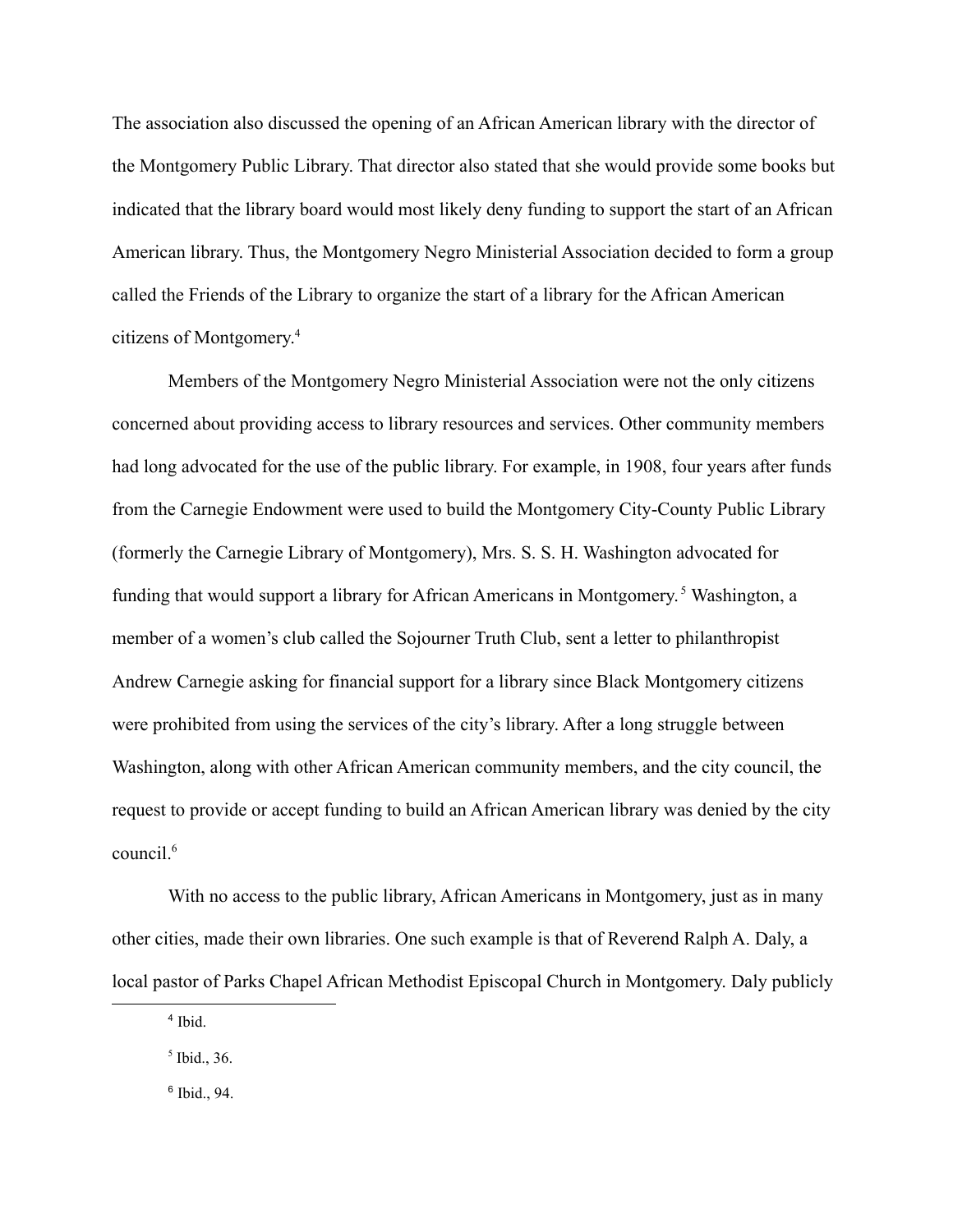The association also discussed the opening of an African American library with the director of the Montgomery Public Library. That director also stated that she would provide some books but indicated that the library board would most likely deny funding to support the start of an African American library. Thus, the Montgomery Negro Ministerial Association decided to form a group called the Friends of the Library to organize the start of a library for the African American citizens of Montgomery.[4]

Members of the Montgomery Negro Ministerial Association were not the only citizens concerned about providing access to library resources and services. Other community members had long advocated for the use of the public library. For example, in 1908, four years after funds from the Carnegie Endowment were used to build the Montgomery City-County Public Library (formerly the Carnegie Library of Montgomery), Mrs. S. S. H. Washington advocated for funding that would support a library for African Americans in Montgomery.[5] Washington, a member of a women's club called the Sojourner Truth Club, sent a letter to philanthropist Andrew Carnegie asking for financial support for a library since Black Montgomery citizens were prohibited from using the services of the city's library. After a long struggle between Washington, along with other African American community members, and the city council, the request to provide or accept funding to build an African American library was denied by the city council.[6]

With no access to the public library, African Americans in Montgomery, just as in many other cities, made their own libraries. One such example is that of Reverend Ralph A. Daly, a local pastor of Parks Chapel African Methodist Episcopal Church in Montgomery. Daly publicly

[4] Ibid.

[5] Ibid., 36.

[6] Ibid., 94.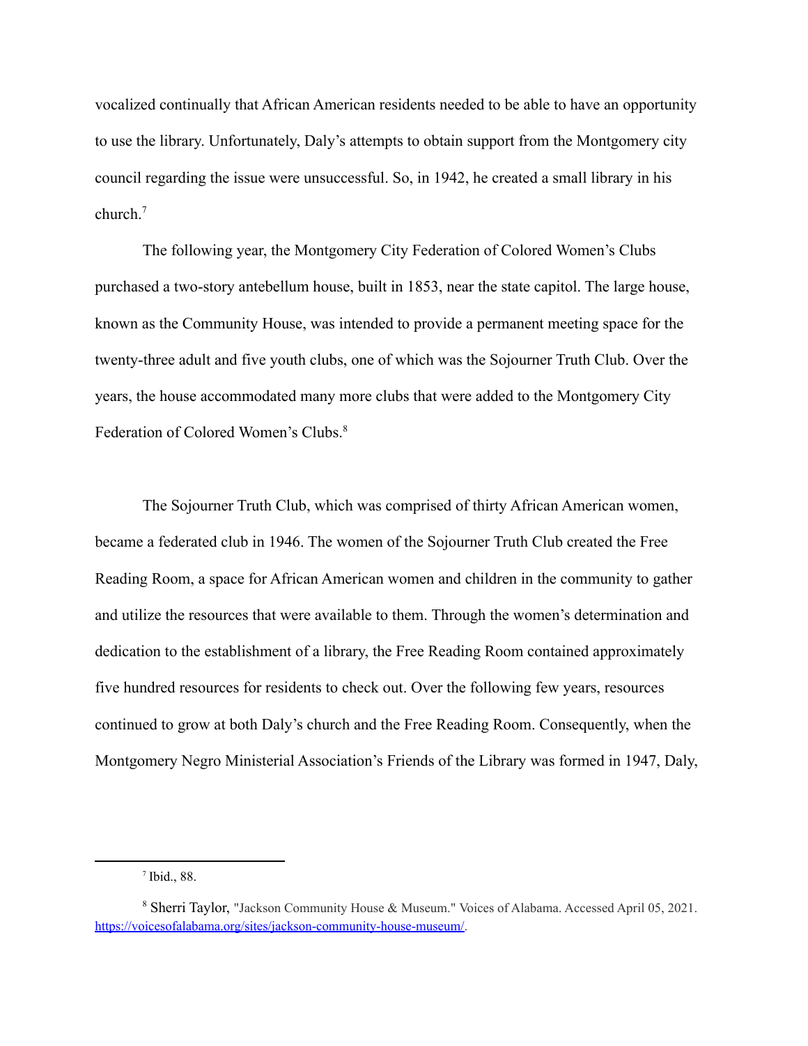vocalized continually that African American residents needed to be able to have an opportunity to use the library. Unfortunately, Daly's attempts to obtain support from the Montgomery city council regarding the issue were unsuccessful. So, in 1942, he created a small library in his church.[7]

The following year, the Montgomery City Federation of Colored Women's Clubs purchased a two-story antebellum house, built in 1853, near the state capitol. The large house, known as the Community House, was intended to provide a permanent meeting space for the twenty-three adult and five youth clubs, one of which was the Sojourner Truth Club. Over the years, the house accommodated many more clubs that were added to the Montgomery City Federation of Colored Women's Clubs.[8]

The Sojourner Truth Club, which was comprised of thirty African American women, became a federated club in 1946. The women of the Sojourner Truth Club created the Free Reading Room, a space for African American women and children in the community to gather and utilize the resources that were available to them. Through the women's determination and dedication to the establishment of a library, the Free Reading Room contained approximately five hundred resources for residents to check out. Over the following few years, resources continued to grow at both Daly's church and the Free Reading Room. Consequently, when the Montgomery Negro Ministerial Association's Friends of the Library was formed in 1947, Daly,

---

[7] Ibid., 88.

[8] Sherri Taylor, "Jackson Community House & Museum." Voices of Alabama. Accessed April 05, 2021. https://voicesofalabama.org/sites/jackson-community-house-museum/.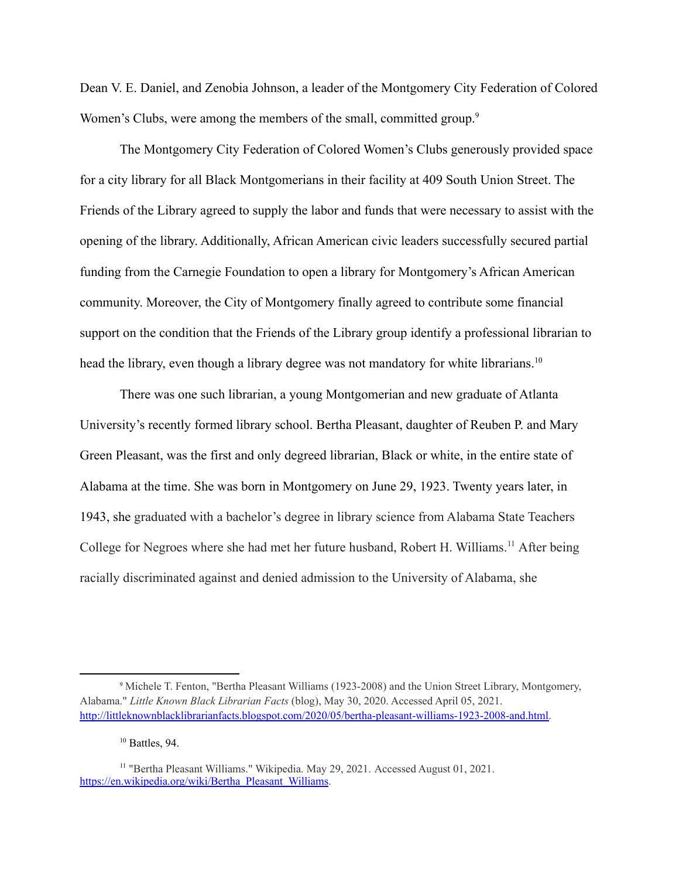Dean V. E. Daniel, and Zenobia Johnson, a leader of the Montgomery City Federation of Colored Women's Clubs, were among the members of the small, committed group.[9]

The Montgomery City Federation of Colored Women's Clubs generously provided space for a city library for all Black Montgomerians in their facility at 409 South Union Street. The Friends of the Library agreed to supply the labor and funds that were necessary to assist with the opening of the library. Additionally, African American civic leaders successfully secured partial funding from the Carnegie Foundation to open a library for Montgomery's African American community. Moreover, the City of Montgomery finally agreed to contribute some financial support on the condition that the Friends of the Library group identify a professional librarian to head the library, even though a library degree was not mandatory for white librarians.[10]

There was one such librarian, a young Montgomerian and new graduate of Atlanta University's recently formed library school. Bertha Pleasant, daughter of Reuben P. and Mary Green Pleasant, was the first and only degreed librarian, Black or white, in the entire state of Alabama at the time. She was born in Montgomery on June 29, 1923. Twenty years later, in 1943, she graduated with a bachelor's degree in library science from Alabama State Teachers College for Negroes where she had met her future husband, Robert H. Williams.[11] After being racially discriminated against and denied admission to the University of Alabama, she

---

[9] Michele T. Fenton, "Bertha Pleasant Williams (1923-2008) and the Union Street Library, Montgomery, Alabama." *Little Known Black Librarian Facts* (blog), May 30, 2020. Accessed April 05, 2021. http://littleknownblacklibrarianfacts.blogspot.com/2020/05/bertha-pleasant-williams-1923-2008-and.html.

[10] Battles, 94.

[11] "Bertha Pleasant Williams." Wikipedia. May 29, 2021. Accessed August 01, 2021. https://en.wikipedia.org/wiki/Bertha_Pleasant_Williams.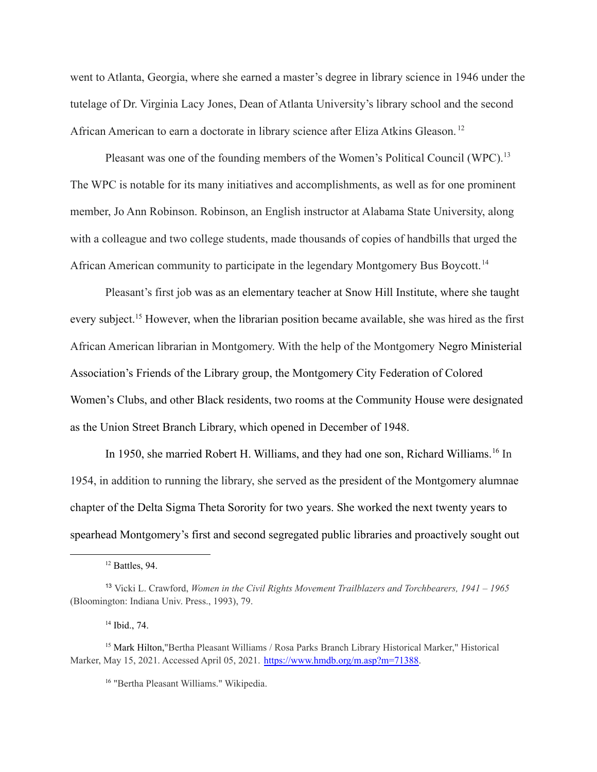went to Atlanta, Georgia, where she earned a master's degree in library science in 1946 under the tutelage of Dr. Virginia Lacy Jones, Dean of Atlanta University's library school and the second African American to earn a doctorate in library science after Eliza Atkins Gleason.[12]

Pleasant was one of the founding members of the Women's Political Council (WPC).[13] The WPC is notable for its many initiatives and accomplishments, as well as for one prominent member, Jo Ann Robinson. Robinson, an English instructor at Alabama State University, along with a colleague and two college students, made thousands of copies of handbills that urged the African American community to participate in the legendary Montgomery Bus Boycott.[14]

Pleasant's first job was as an elementary teacher at Snow Hill Institute, where she taught every subject.[15] However, when the librarian position became available, she was hired as the first African American librarian in Montgomery. With the help of the Montgomery Negro Ministerial Association's Friends of the Library group, the Montgomery City Federation of Colored Women's Clubs, and other Black residents, two rooms at the Community House were designated as the Union Street Branch Library, which opened in December of 1948.

In 1950, she married Robert H. Williams, and they had one son, Richard Williams.[16] In 1954, in addition to running the library, she served as the president of the Montgomery alumnae chapter of the Delta Sigma Theta Sorority for two years. She worked the next twenty years to spearhead Montgomery's first and second segregated public libraries and proactively sought out

---

[12] Battles, 94.

[13] Vicki L. Crawford, *Women in the Civil Rights Movement Trailblazers and Torchbearers, 1941 – 1965* (Bloomington: Indiana Univ. Press., 1993), 79.

[14] Ibid., 74.

[15] Mark Hilton,"Bertha Pleasant Williams / Rosa Parks Branch Library Historical Marker," Historical Marker, May 15, 2021. Accessed April 05, 2021. https://www.hmdb.org/m.asp?m=71388.

[16] "Bertha Pleasant Williams." Wikipedia.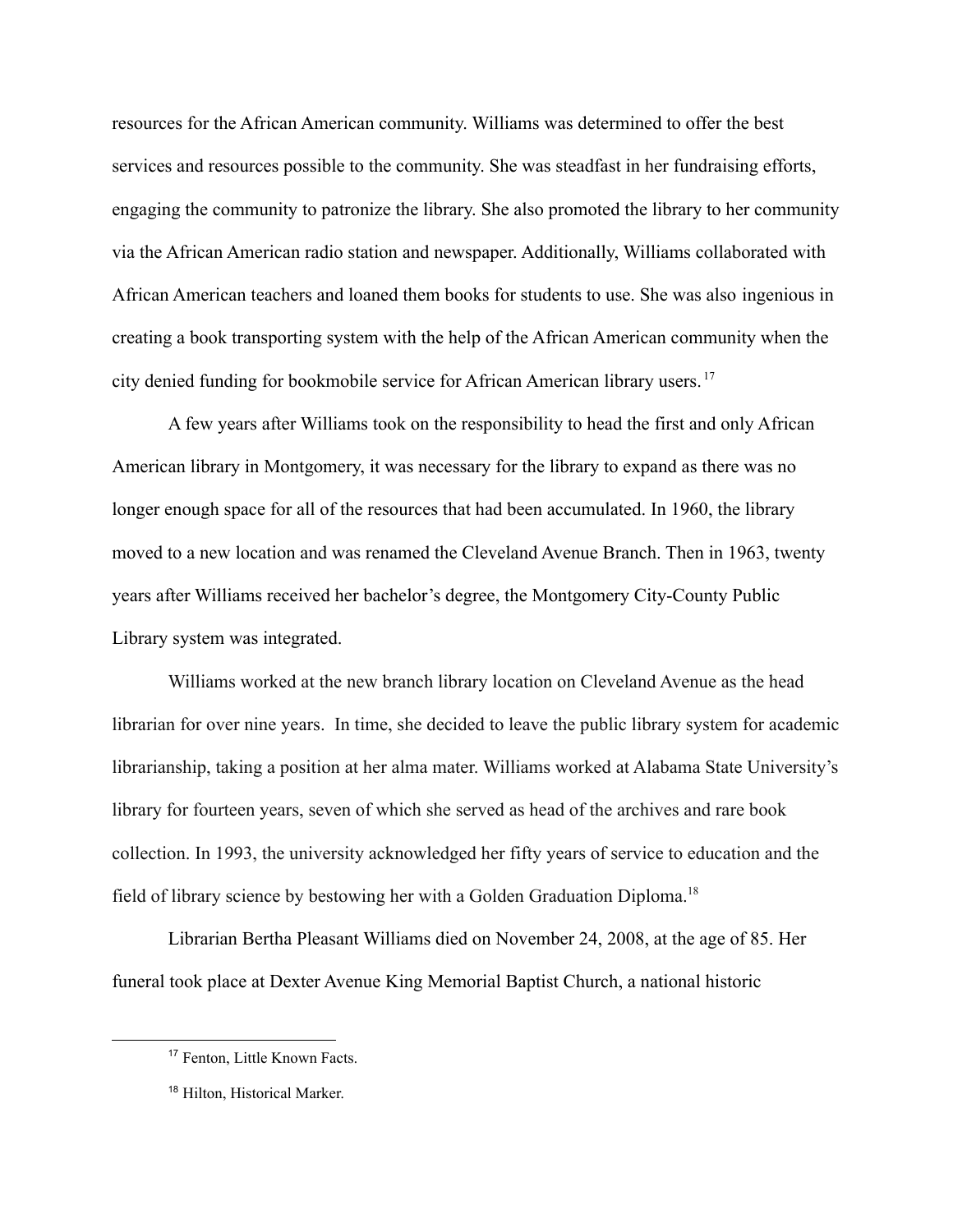resources for the African American community. Williams was determined to offer the best services and resources possible to the community. She was steadfast in her fundraising efforts, engaging the community to patronize the library. She also promoted the library to her community via the African American radio station and newspaper. Additionally, Williams collaborated with African American teachers and loaned them books for students to use. She was also ingenious in creating a book transporting system with the help of the African American community when the city denied funding for bookmobile service for African American library users.[17]

A few years after Williams took on the responsibility to head the first and only African American library in Montgomery, it was necessary for the library to expand as there was no longer enough space for all of the resources that had been accumulated. In 1960, the library moved to a new location and was renamed the Cleveland Avenue Branch. Then in 1963, twenty years after Williams received her bachelor's degree, the Montgomery City-County Public Library system was integrated.

Williams worked at the new branch library location on Cleveland Avenue as the head librarian for over nine years. In time, she decided to leave the public library system for academic librarianship, taking a position at her alma mater. Williams worked at Alabama State University's library for fourteen years, seven of which she served as head of the archives and rare book collection. In 1993, the university acknowledged her fifty years of service to education and the field of library science by bestowing her with a Golden Graduation Diploma.[18]

Librarian Bertha Pleasant Williams died on November 24, 2008, at the age of 85. Her funeral took place at Dexter Avenue King Memorial Baptist Church, a national historic

---

[17] Fenton, Little Known Facts.

[18] Hilton, Historical Marker.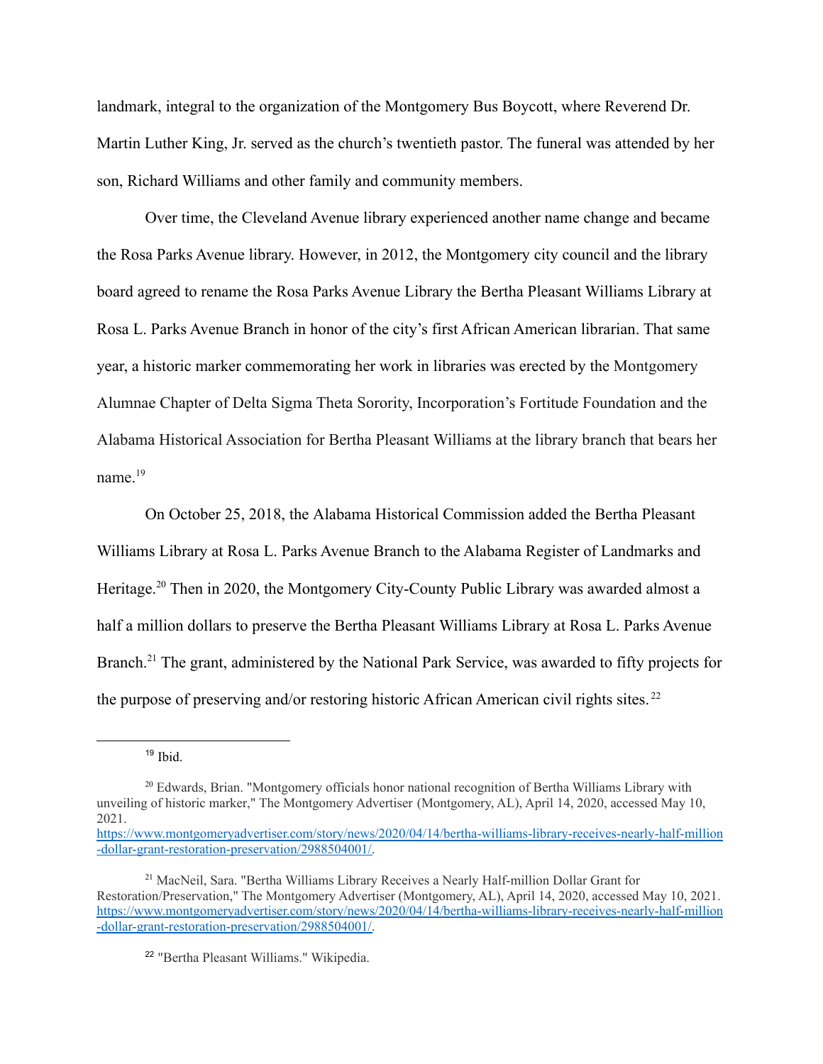landmark, integral to the organization of the Montgomery Bus Boycott, where Reverend Dr. Martin Luther King, Jr. served as the church's twentieth pastor. The funeral was attended by her son, Richard Williams and other family and community members.

Over time, the Cleveland Avenue library experienced another name change and became the Rosa Parks Avenue library. However, in 2012, the Montgomery city council and the library board agreed to rename the Rosa Parks Avenue Library the Bertha Pleasant Williams Library at Rosa L. Parks Avenue Branch in honor of the city's first African American librarian. That same year, a historic marker commemorating her work in libraries was erected by the Montgomery Alumnae Chapter of Delta Sigma Theta Sorority, Incorporation's Fortitude Foundation and the Alabama Historical Association for Bertha Pleasant Williams at the library branch that bears her name.[19]

On October 25, 2018, the Alabama Historical Commission added the Bertha Pleasant Williams Library at Rosa L. Parks Avenue Branch to the Alabama Register of Landmarks and Heritage.[20] Then in 2020, the Montgomery City-County Public Library was awarded almost a half a million dollars to preserve the Bertha Pleasant Williams Library at Rosa L. Parks Avenue Branch.[21] The grant, administered by the National Park Service, was awarded to fifty projects for the purpose of preserving and/or restoring historic African American civil rights sites.[22]

---

[19] Ibid.

[20] Edwards, Brian. "Montgomery officials honor national recognition of Bertha Williams Library with unveiling of historic marker," The Montgomery Advertiser (Montgomery, AL), April 14, 2020, accessed May 10, 2021. https://www.montgomeryadvertiser.com/story/news/2020/04/14/bertha-williams-library-receives-nearly-half-million-dollar-grant-restoration-preservation/2988504001/.

[21] MacNeil, Sara. "Bertha Williams Library Receives a Nearly Half-million Dollar Grant for Restoration/Preservation," The Montgomery Advertiser (Montgomery, AL), April 14, 2020, accessed May 10, 2021. https://www.montgomeryadvertiser.com/story/news/2020/04/14/bertha-williams-library-receives-nearly-half-million-dollar-grant-restoration-preservation/2988504001/.

[22] "Bertha Pleasant Williams." Wikipedia.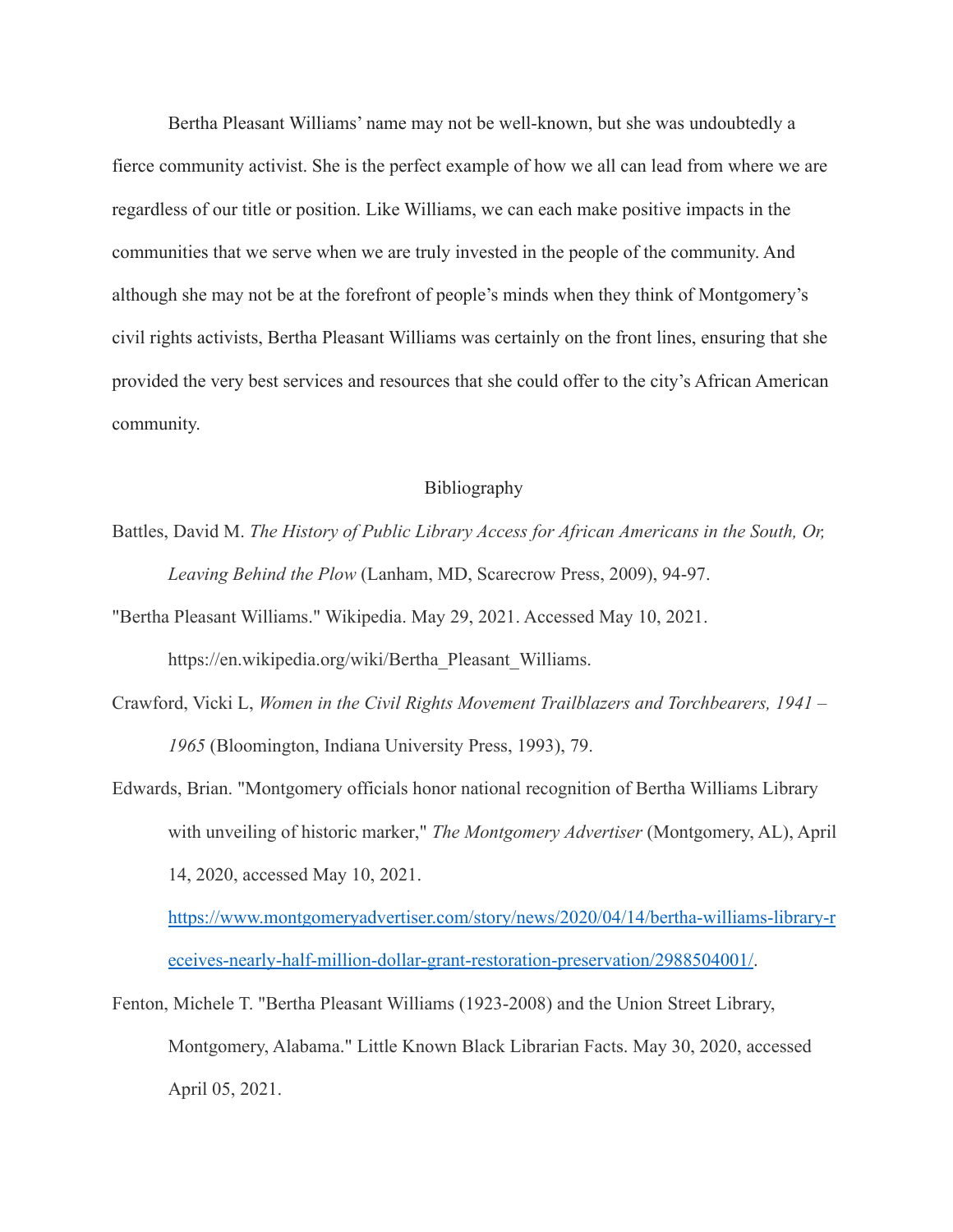Bertha Pleasant Williams' name may not be well-known, but she was undoubtedly a fierce community activist. She is the perfect example of how we all can lead from where we are regardless of our title or position. Like Williams, we can each make positive impacts in the communities that we serve when we are truly invested in the people of the community. And although she may not be at the forefront of people's minds when they think of Montgomery's civil rights activists, Bertha Pleasant Williams was certainly on the front lines, ensuring that she provided the very best services and resources that she could offer to the city's African American community.

## Bibliography

Battles, David M. *The History of Public Library Access for African Americans in the South, Or, Leaving Behind the Plow* (Lanham, MD, Scarecrow Press, 2009), 94-97.

"Bertha Pleasant Williams." Wikipedia. May 29, 2021. Accessed May 10, 2021. https://en.wikipedia.org/wiki/Bertha_Pleasant_Williams.

Crawford, Vicki L, *Women in the Civil Rights Movement Trailblazers and Torchbearers, 1941 – 1965* (Bloomington, Indiana University Press, 1993), 79.

Edwards, Brian. "Montgomery officials honor national recognition of Bertha Williams Library with unveiling of historic marker," *The Montgomery Advertiser* (Montgomery, AL), April 14, 2020, accessed May 10, 2021. https://www.montgomeryadvertiser.com/story/news/2020/04/14/bertha-williams-library-receives-nearly-half-million-dollar-grant-restoration-preservation/2988504001/.

Fenton, Michele T. "Bertha Pleasant Williams (1923-2008) and the Union Street Library, Montgomery, Alabama." Little Known Black Librarian Facts. May 30, 2020, accessed April 05, 2021.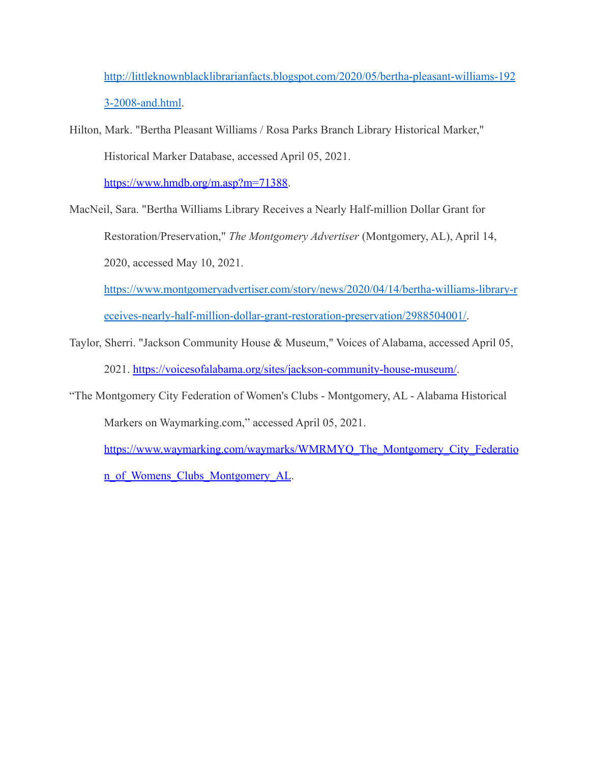http://littleknownblacklibrarianfacts.blogspot.com/2020/05/bertha-pleasant-williams-1923-2008-and.html.

Hilton, Mark. "Bertha Pleasant Williams / Rosa Parks Branch Library Historical Marker," Historical Marker Database, accessed April 05, 2021. https://www.hmdb.org/m.asp?m=71388.

MacNeil, Sara. "Bertha Williams Library Receives a Nearly Half-million Dollar Grant for Restoration/Preservation," *The Montgomery Advertiser* (Montgomery, AL), April 14, 2020, accessed May 10, 2021. https://www.montgomeryadvertiser.com/story/news/2020/04/14/bertha-williams-library-receives-nearly-half-million-dollar-grant-restoration-preservation/2988504001/.

Taylor, Sherri. "Jackson Community House & Museum," Voices of Alabama, accessed April 05, 2021. https://voicesofalabama.org/sites/jackson-community-house-museum/.

"The Montgomery City Federation of Women's Clubs - Montgomery, AL - Alabama Historical Markers on Waymarking.com," accessed April 05, 2021. https://www.waymarking.com/waymarks/WMRMYQ_The_Montgomery_City_Federation_of_Womens_Clubs_Montgomery_AL.